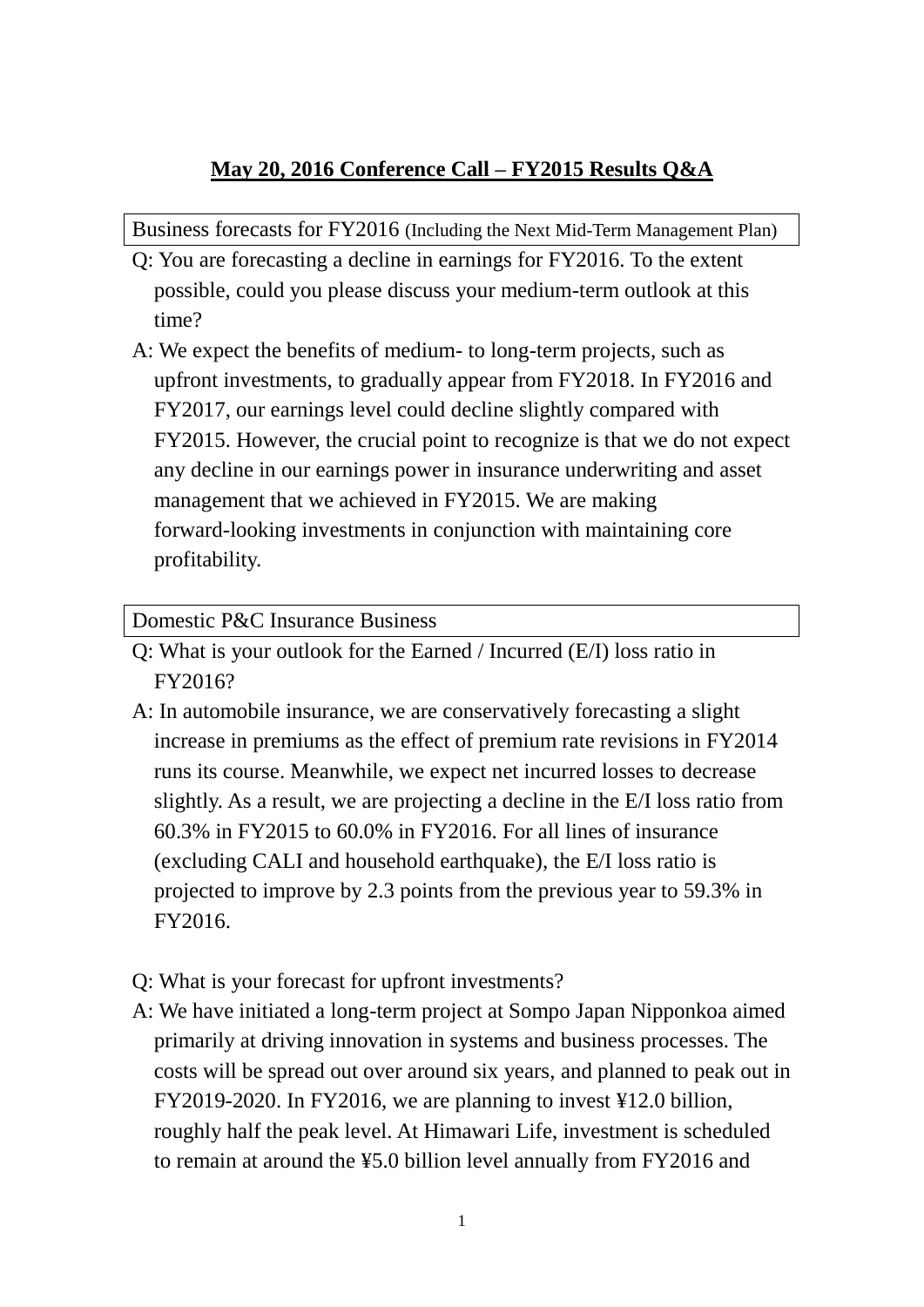# **May 20, 2016 Conference Call – FY2015 Results Q&A**

## Business forecasts for FY2016 (Including the Next Mid-Term Management Plan)

Q: You are forecasting a decline in earnings for FY2016. To the extent possible, could you please discuss your medium-term outlook at this time?

A: We expect the benefits of medium- to long-term projects, such as upfront investments, to gradually appear from FY2018. In FY2016 and FY2017, our earnings level could decline slightly compared with FY2015. However, the crucial point to recognize is that we do not expect any decline in our earnings power in insurance underwriting and asset management that we achieved in FY2015. We are making forward-looking investments in conjunction with maintaining core profitability.

## Domestic P&C Insurance Business

Q: What is your outlook for the Earned / Incurred (E/I) loss ratio in FY2016?

A: In automobile insurance, we are conservatively forecasting a slight increase in premiums as the effect of premium rate revisions in FY2014 runs its course. Meanwhile, we expect net incurred losses to decrease slightly. As a result, we are projecting a decline in the E/I loss ratio from 60.3% in FY2015 to 60.0% in FY2016. For all lines of insurance (excluding CALI and household earthquake), the E/I loss ratio is projected to improve by 2.3 points from the previous year to 59.3% in FY2016.

Q: What is your forecast for upfront investments?

A: We have initiated a long-term project at Sompo Japan Nipponkoa aimed primarily at driving innovation in systems and business processes. The costs will be spread out over around six years, and planned to peak out in FY2019-2020. In FY2016, we are planning to invest ¥12.0 billion, roughly half the peak level. At Himawari Life, investment is scheduled to remain at around the ¥5.0 billion level annually from FY2016 and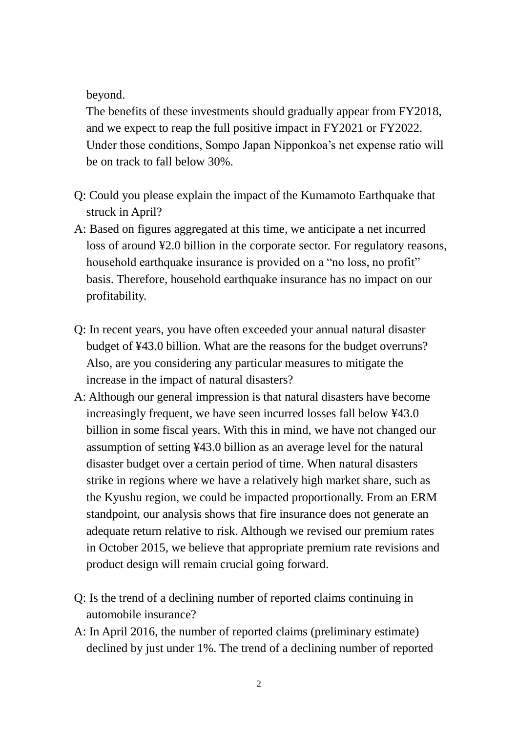beyond.

The benefits of these investments should gradually appear from FY2018, and we expect to reap the full positive impact in FY2021 or FY2022. Under those conditions, Sompo Japan Nipponkoa's net expense ratio will be on track to fall below 30%.

Q: Could you please explain the impact of the Kumamoto Earthquake that struck in April?

A: Based on figures aggregated at this time, we anticipate a net incurred loss of around ¥2.0 billion in the corporate sector. For regulatory reasons, household earthquake insurance is provided on a "no loss, no profit" basis. Therefore, household earthquake insurance has no impact on our profitability.

Q: In recent years, you have often exceeded your annual natural disaster budget of ¥43.0 billion. What are the reasons for the budget overruns? Also, are you considering any particular measures to mitigate the increase in the impact of natural disasters?

A: Although our general impression is that natural disasters have become increasingly frequent, we have seen incurred losses fall below ¥43.0 billion in some fiscal years. With this in mind, we have not changed our assumption of setting ¥43.0 billion as an average level for the natural disaster budget over a certain period of time. When natural disasters strike in regions where we have a relatively high market share, such as the Kyushu region, we could be impacted proportionally. From an ERM standpoint, our analysis shows that fire insurance does not generate an adequate return relative to risk. Although we revised our premium rates in October 2015, we believe that appropriate premium rate revisions and product design will remain crucial going forward.

Q: Is the trend of a declining number of reported claims continuing in automobile insurance?

A: In April 2016, the number of reported claims (preliminary estimate) declined by just under 1%. The trend of a declining number of reported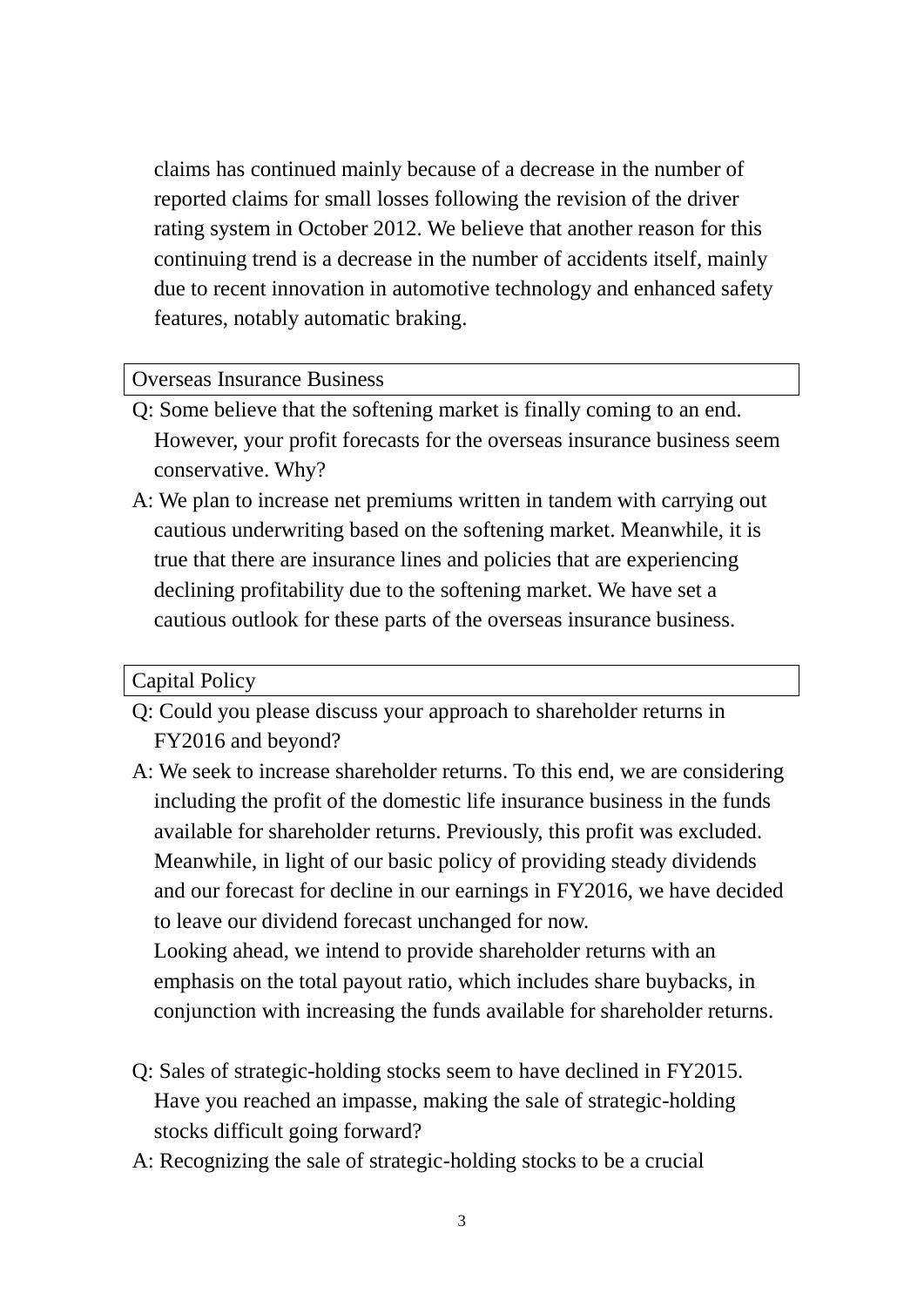claims has continued mainly because of a decrease in the number of reported claims for small losses following the revision of the driver rating system in October 2012. We believe that another reason for this continuing trend is a decrease in the number of accidents itself, mainly due to recent innovation in automotive technology and enhanced safety features, notably automatic braking.

## Overseas Insurance Business

Q: Some believe that the softening market is finally coming to an end. However, your profit forecasts for the overseas insurance business seem conservative. Why?

A: We plan to increase net premiums written in tandem with carrying out cautious underwriting based on the softening market. Meanwhile, it is true that there are insurance lines and policies that are experiencing declining profitability due to the softening market. We have set a cautious outlook for these parts of the overseas insurance business.

## Capital Policy

Q: Could you please discuss your approach to shareholder returns in FY2016 and beyond?

A: We seek to increase shareholder returns. To this end, we are considering including the profit of the domestic life insurance business in the funds available for shareholder returns. Previously, this profit was excluded. Meanwhile, in light of our basic policy of providing steady dividends and our forecast for decline in our earnings in FY2016, we have decided to leave our dividend forecast unchanged for now.
Looking ahead, we intend to provide shareholder returns with an emphasis on the total payout ratio, which includes share buybacks, in conjunction with increasing the funds available for shareholder returns.

Q: Sales of strategic-holding stocks seem to have declined in FY2015. Have you reached an impasse, making the sale of strategic-holding stocks difficult going forward?

A: Recognizing the sale of strategic-holding stocks to be a crucial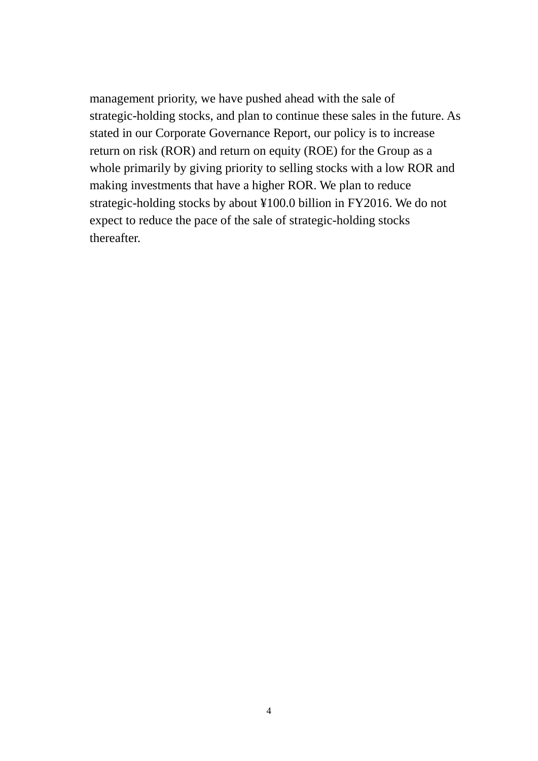management priority, we have pushed ahead with the sale of strategic-holding stocks, and plan to continue these sales in the future. As stated in our Corporate Governance Report, our policy is to increase return on risk (ROR) and return on equity (ROE) for the Group as a whole primarily by giving priority to selling stocks with a low ROR and making investments that have a higher ROR. We plan to reduce strategic-holding stocks by about ¥100.0 billion in FY2016. We do not expect to reduce the pace of the sale of strategic-holding stocks thereafter.